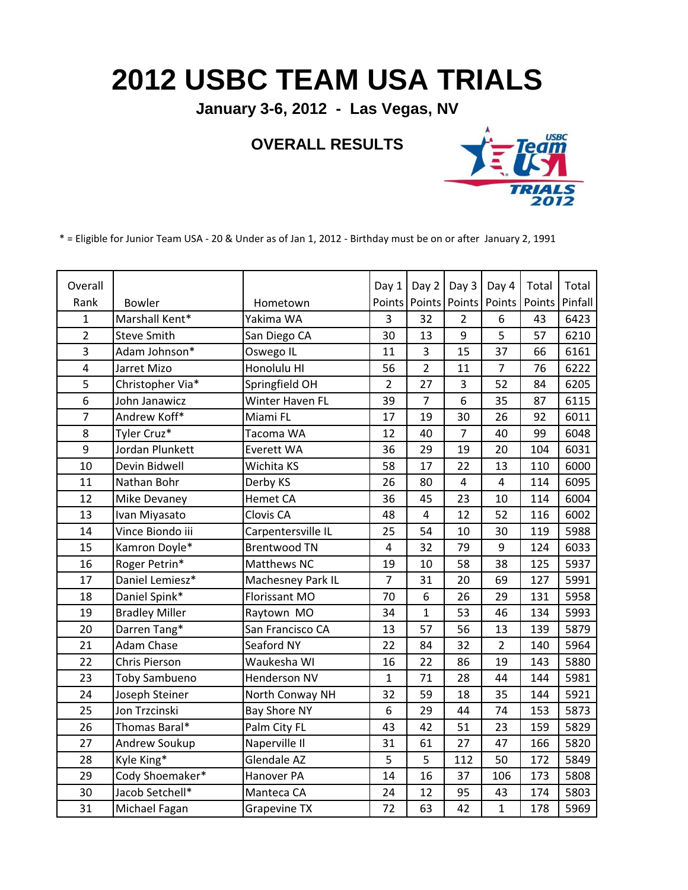# 2012 USBC TEAM USA TRIALS

**January 3-6, 2012 - Las Vegas, NV**

## OVERALL RESULTS

* = Eligible for Junior Team USA - 20 & Under as of Jan 1, 2012 - Birthday must be on or after January 2, 1991

| Overall Rank | Bowler | Hometown | Day 1 Points | Day 2 Points | Day 3 Points | Day 4 Points | Total Points | Total Pinfall |
|---|---|---|---|---|---|---|---|---|
| 1 | Marshall Kent* | Yakima WA | 3 | 32 | 2 | 6 | 43 | 6423 |
| 2 | Steve Smith | San Diego CA | 30 | 13 | 9 | 5 | 57 | 6210 |
| 3 | Adam Johnson* | Oswego IL | 11 | 3 | 15 | 37 | 66 | 6161 |
| 4 | Jarret Mizo | Honolulu HI | 56 | 2 | 11 | 7 | 76 | 6222 |
| 5 | Christopher Via* | Springfield OH | 2 | 27 | 3 | 52 | 84 | 6205 |
| 6 | John Janawicz | Winter Haven FL | 39 | 7 | 6 | 35 | 87 | 6115 |
| 7 | Andrew Koff* | Miami FL | 17 | 19 | 30 | 26 | 92 | 6011 |
| 8 | Tyler Cruz* | Tacoma WA | 12 | 40 | 7 | 40 | 99 | 6048 |
| 9 | Jordan Plunkett | Everett WA | 36 | 29 | 19 | 20 | 104 | 6031 |
| 10 | Devin Bidwell | Wichita KS | 58 | 17 | 22 | 13 | 110 | 6000 |
| 11 | Nathan Bohr | Derby KS | 26 | 80 | 4 | 4 | 114 | 6095 |
| 12 | Mike Devaney | Hemet CA | 36 | 45 | 23 | 10 | 114 | 6004 |
| 13 | Ivan Miyasato | Clovis CA | 48 | 4 | 12 | 52 | 116 | 6002 |
| 14 | Vince Biondo iii | Carpentersville IL | 25 | 54 | 10 | 30 | 119 | 5988 |
| 15 | Kamron Doyle* | Brentwood TN | 4 | 32 | 79 | 9 | 124 | 6033 |
| 16 | Roger Petrin* | Matthews NC | 19 | 10 | 58 | 38 | 125 | 5937 |
| 17 | Daniel Lemiesz* | Machesney Park IL | 7 | 31 | 20 | 69 | 127 | 5991 |
| 18 | Daniel Spink* | Florissant MO | 70 | 6 | 26 | 29 | 131 | 5958 |
| 19 | Bradley Miller | Raytown MO | 34 | 1 | 53 | 46 | 134 | 5993 |
| 20 | Darren Tang* | San Francisco CA | 13 | 57 | 56 | 13 | 139 | 5879 |
| 21 | Adam Chase | Seaford NY | 22 | 84 | 32 | 2 | 140 | 5964 |
| 22 | Chris Pierson | Waukesha WI | 16 | 22 | 86 | 19 | 143 | 5880 |
| 23 | Toby Sambueno | Henderson NV | 1 | 71 | 28 | 44 | 144 | 5981 |
| 24 | Joseph Steiner | North Conway NH | 32 | 59 | 18 | 35 | 144 | 5921 |
| 25 | Jon Trzcinski | Bay Shore NY | 6 | 29 | 44 | 74 | 153 | 5873 |
| 26 | Thomas Baral* | Palm City FL | 43 | 42 | 51 | 23 | 159 | 5829 |
| 27 | Andrew Soukup | Naperville Il | 31 | 61 | 27 | 47 | 166 | 5820 |
| 28 | Kyle King* | Glendale AZ | 5 | 5 | 112 | 50 | 172 | 5849 |
| 29 | Cody Shoemaker* | Hanover PA | 14 | 16 | 37 | 106 | 173 | 5808 |
| 30 | Jacob Setchell* | Manteca CA | 24 | 12 | 95 | 43 | 174 | 5803 |
| 31 | Michael Fagan | Grapevine TX | 72 | 63 | 42 | 1 | 178 | 5969 |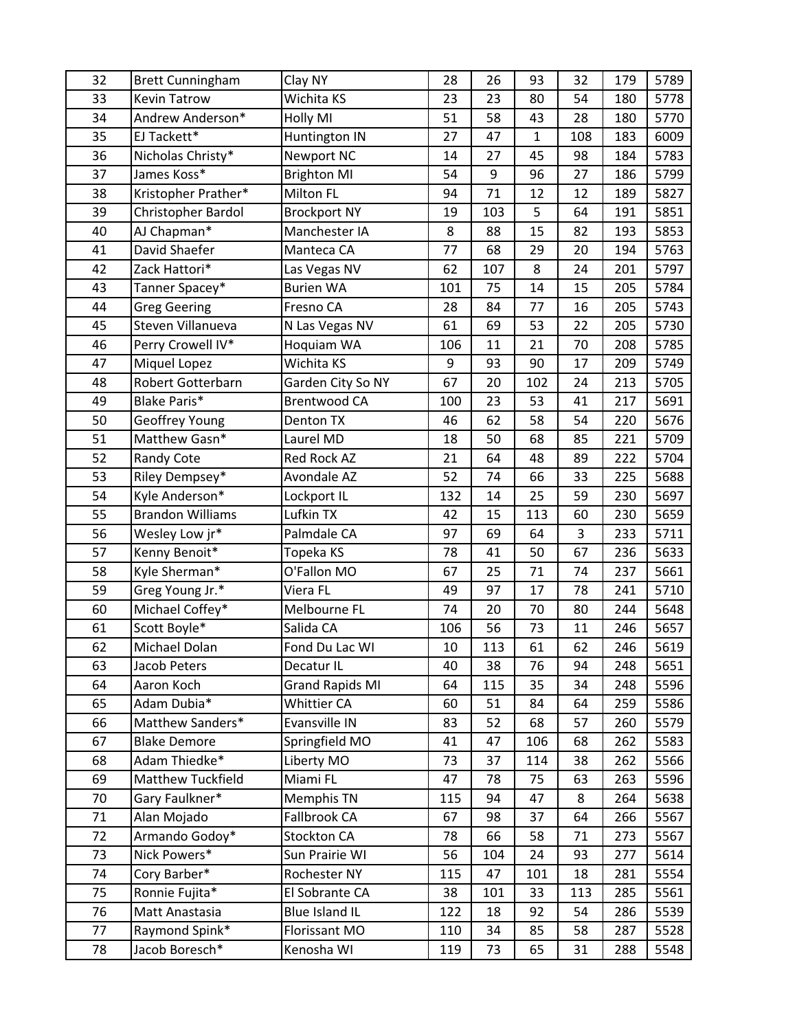| | | | | | | | | |
|---|---|---|---|---|---|---|---|---|
| 32 | Brett Cunningham | Clay NY | 28 | 26 | 93 | 32 | 179 | 5789 |
| 33 | Kevin Tatrow | Wichita KS | 23 | 23 | 80 | 54 | 180 | 5778 |
| 34 | Andrew Anderson* | Holly MI | 51 | 58 | 43 | 28 | 180 | 5770 |
| 35 | EJ Tackett* | Huntington IN | 27 | 47 | 1 | 108 | 183 | 6009 |
| 36 | Nicholas Christy* | Newport NC | 14 | 27 | 45 | 98 | 184 | 5783 |
| 37 | James Koss* | Brighton MI | 54 | 9 | 96 | 27 | 186 | 5799 |
| 38 | Kristopher Prather* | Milton FL | 94 | 71 | 12 | 12 | 189 | 5827 |
| 39 | Christopher Bardol | Brockport NY | 19 | 103 | 5 | 64 | 191 | 5851 |
| 40 | AJ Chapman* | Manchester IA | 8 | 88 | 15 | 82 | 193 | 5853 |
| 41 | David Shaefer | Manteca CA | 77 | 68 | 29 | 20 | 194 | 5763 |
| 42 | Zack Hattori* | Las Vegas NV | 62 | 107 | 8 | 24 | 201 | 5797 |
| 43 | Tanner Spacey* | Burien WA | 101 | 75 | 14 | 15 | 205 | 5784 |
| 44 | Greg Geering | Fresno CA | 28 | 84 | 77 | 16 | 205 | 5743 |
| 45 | Steven Villanueva | N Las Vegas NV | 61 | 69 | 53 | 22 | 205 | 5730 |
| 46 | Perry Crowell IV* | Hoquiam WA | 106 | 11 | 21 | 70 | 208 | 5785 |
| 47 | Miquel Lopez | Wichita KS | 9 | 93 | 90 | 17 | 209 | 5749 |
| 48 | Robert Gotterbarn | Garden City So NY | 67 | 20 | 102 | 24 | 213 | 5705 |
| 49 | Blake Paris* | Brentwood CA | 100 | 23 | 53 | 41 | 217 | 5691 |
| 50 | Geoffrey Young | Denton TX | 46 | 62 | 58 | 54 | 220 | 5676 |
| 51 | Matthew Gasn* | Laurel MD | 18 | 50 | 68 | 85 | 221 | 5709 |
| 52 | Randy Cote | Red Rock AZ | 21 | 64 | 48 | 89 | 222 | 5704 |
| 53 | Riley Dempsey* | Avondale AZ | 52 | 74 | 66 | 33 | 225 | 5688 |
| 54 | Kyle Anderson* | Lockport IL | 132 | 14 | 25 | 59 | 230 | 5697 |
| 55 | Brandon Williams | Lufkin TX | 42 | 15 | 113 | 60 | 230 | 5659 |
| 56 | Wesley Low jr* | Palmdale CA | 97 | 69 | 64 | 3 | 233 | 5711 |
| 57 | Kenny Benoit* | Topeka KS | 78 | 41 | 50 | 67 | 236 | 5633 |
| 58 | Kyle Sherman* | O'Fallon MO | 67 | 25 | 71 | 74 | 237 | 5661 |
| 59 | Greg Young Jr.* | Viera FL | 49 | 97 | 17 | 78 | 241 | 5710 |
| 60 | Michael Coffey* | Melbourne FL | 74 | 20 | 70 | 80 | 244 | 5648 |
| 61 | Scott Boyle* | Salida CA | 106 | 56 | 73 | 11 | 246 | 5657 |
| 62 | Michael Dolan | Fond Du Lac WI | 10 | 113 | 61 | 62 | 246 | 5619 |
| 63 | Jacob Peters | Decatur IL | 40 | 38 | 76 | 94 | 248 | 5651 |
| 64 | Aaron Koch | Grand Rapids MI | 64 | 115 | 35 | 34 | 248 | 5596 |
| 65 | Adam Dubia* | Whittier CA | 60 | 51 | 84 | 64 | 259 | 5586 |
| 66 | Matthew Sanders* | Evansville IN | 83 | 52 | 68 | 57 | 260 | 5579 |
| 67 | Blake Demore | Springfield MO | 41 | 47 | 106 | 68 | 262 | 5583 |
| 68 | Adam Thiedke* | Liberty MO | 73 | 37 | 114 | 38 | 262 | 5566 |
| 69 | Matthew Tuckfield | Miami FL | 47 | 78 | 75 | 63 | 263 | 5596 |
| 70 | Gary Faulkner* | Memphis TN | 115 | 94 | 47 | 8 | 264 | 5638 |
| 71 | Alan Mojado | Fallbrook CA | 67 | 98 | 37 | 64 | 266 | 5567 |
| 72 | Armando Godoy* | Stockton CA | 78 | 66 | 58 | 71 | 273 | 5567 |
| 73 | Nick Powers* | Sun Prairie WI | 56 | 104 | 24 | 93 | 277 | 5614 |
| 74 | Cory Barber* | Rochester NY | 115 | 47 | 101 | 18 | 281 | 5554 |
| 75 | Ronnie Fujita* | El Sobrante CA | 38 | 101 | 33 | 113 | 285 | 5561 |
| 76 | Matt Anastasia | Blue Island IL | 122 | 18 | 92 | 54 | 286 | 5539 |
| 77 | Raymond Spink* | Florissant MO | 110 | 34 | 85 | 58 | 287 | 5528 |
| 78 | Jacob Boresch* | Kenosha WI | 119 | 73 | 65 | 31 | 288 | 5548 |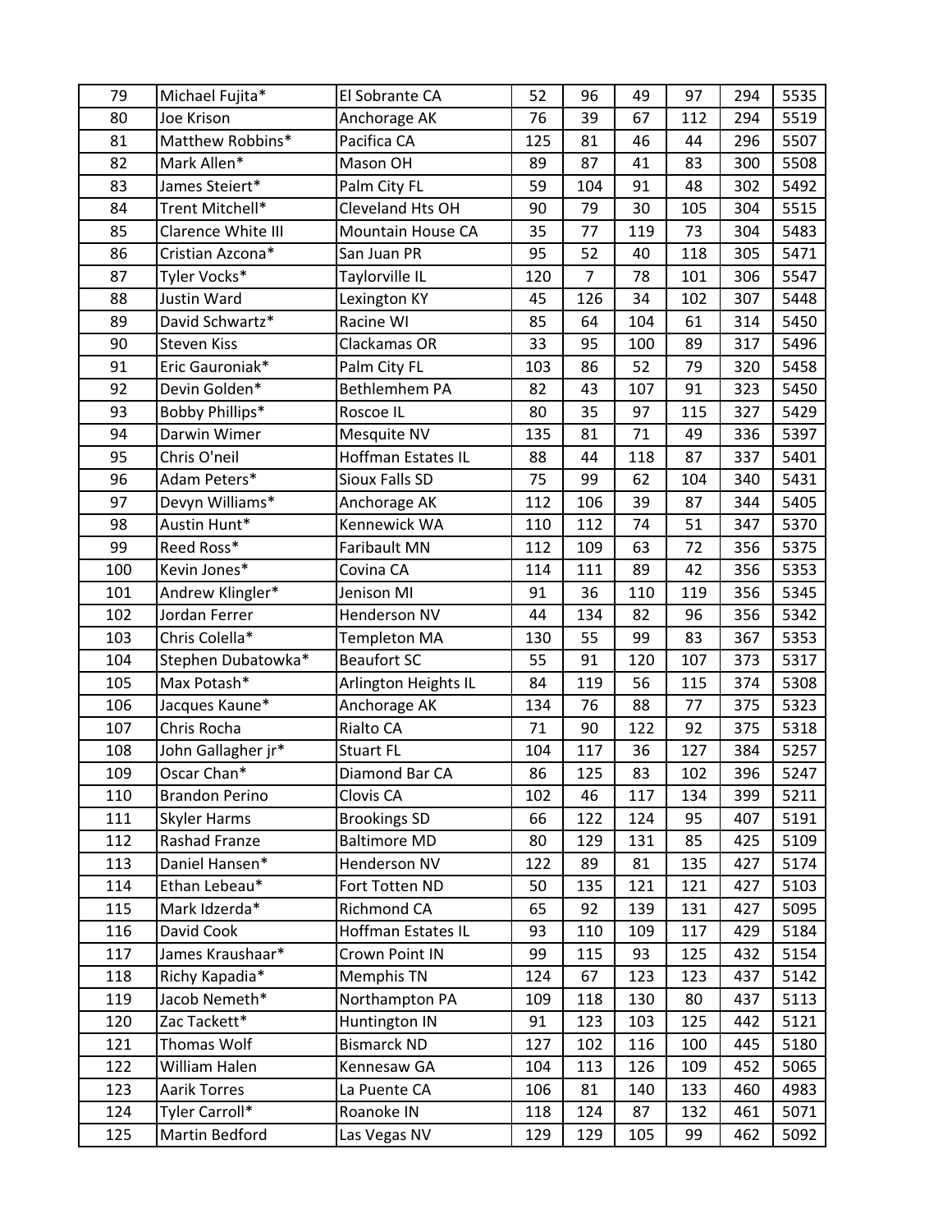| 79 | Michael Fujita* | El Sobrante CA | 52 | 96 | 49 | 97 | 294 | 5535 |
|---|---|---|---|---|---|---|---|---|
| 80 | Joe Krison | Anchorage AK | 76 | 39 | 67 | 112 | 294 | 5519 |
| 81 | Matthew Robbins* | Pacifica CA | 125 | 81 | 46 | 44 | 296 | 5507 |
| 82 | Mark Allen* | Mason OH | 89 | 87 | 41 | 83 | 300 | 5508 |
| 83 | James Steiert* | Palm City FL | 59 | 104 | 91 | 48 | 302 | 5492 |
| 84 | Trent Mitchell* | Cleveland Hts OH | 90 | 79 | 30 | 105 | 304 | 5515 |
| 85 | Clarence White III | Mountain House CA | 35 | 77 | 119 | 73 | 304 | 5483 |
| 86 | Cristian Azcona* | San Juan PR | 95 | 52 | 40 | 118 | 305 | 5471 |
| 87 | Tyler Vocks* | Taylorville IL | 120 | 7 | 78 | 101 | 306 | 5547 |
| 88 | Justin Ward | Lexington KY | 45 | 126 | 34 | 102 | 307 | 5448 |
| 89 | David Schwartz* | Racine WI | 85 | 64 | 104 | 61 | 314 | 5450 |
| 90 | Steven Kiss | Clackamas OR | 33 | 95 | 100 | 89 | 317 | 5496 |
| 91 | Eric Gauroniak* | Palm City FL | 103 | 86 | 52 | 79 | 320 | 5458 |
| 92 | Devin Golden* | Bethlemhem PA | 82 | 43 | 107 | 91 | 323 | 5450 |
| 93 | Bobby Phillips* | Roscoe IL | 80 | 35 | 97 | 115 | 327 | 5429 |
| 94 | Darwin Wimer | Mesquite NV | 135 | 81 | 71 | 49 | 336 | 5397 |
| 95 | Chris O'neil | Hoffman Estates IL | 88 | 44 | 118 | 87 | 337 | 5401 |
| 96 | Adam Peters* | Sioux Falls SD | 75 | 99 | 62 | 104 | 340 | 5431 |
| 97 | Devyn Williams* | Anchorage AK | 112 | 106 | 39 | 87 | 344 | 5405 |
| 98 | Austin Hunt* | Kennewick WA | 110 | 112 | 74 | 51 | 347 | 5370 |
| 99 | Reed Ross* | Faribault MN | 112 | 109 | 63 | 72 | 356 | 5375 |
| 100 | Kevin Jones* | Covina CA | 114 | 111 | 89 | 42 | 356 | 5353 |
| 101 | Andrew Klingler* | Jenison MI | 91 | 36 | 110 | 119 | 356 | 5345 |
| 102 | Jordan Ferrer | Henderson NV | 44 | 134 | 82 | 96 | 356 | 5342 |
| 103 | Chris Colella* | Templeton MA | 130 | 55 | 99 | 83 | 367 | 5353 |
| 104 | Stephen Dubatowka* | Beaufort SC | 55 | 91 | 120 | 107 | 373 | 5317 |
| 105 | Max Potash* | Arlington Heights IL | 84 | 119 | 56 | 115 | 374 | 5308 |
| 106 | Jacques Kaune* | Anchorage AK | 134 | 76 | 88 | 77 | 375 | 5323 |
| 107 | Chris Rocha | Rialto CA | 71 | 90 | 122 | 92 | 375 | 5318 |
| 108 | John Gallagher jr* | Stuart FL | 104 | 117 | 36 | 127 | 384 | 5257 |
| 109 | Oscar Chan* | Diamond Bar CA | 86 | 125 | 83 | 102 | 396 | 5247 |
| 110 | Brandon Perino | Clovis CA | 102 | 46 | 117 | 134 | 399 | 5211 |
| 111 | Skyler Harms | Brookings SD | 66 | 122 | 124 | 95 | 407 | 5191 |
| 112 | Rashad Franze | Baltimore MD | 80 | 129 | 131 | 85 | 425 | 5109 |
| 113 | Daniel Hansen* | Henderson NV | 122 | 89 | 81 | 135 | 427 | 5174 |
| 114 | Ethan Lebeau* | Fort Totten ND | 50 | 135 | 121 | 121 | 427 | 5103 |
| 115 | Mark Idzerda* | Richmond CA | 65 | 92 | 139 | 131 | 427 | 5095 |
| 116 | David Cook | Hoffman Estates IL | 93 | 110 | 109 | 117 | 429 | 5184 |
| 117 | James Kraushaar* | Crown Point IN | 99 | 115 | 93 | 125 | 432 | 5154 |
| 118 | Richy Kapadia* | Memphis TN | 124 | 67 | 123 | 123 | 437 | 5142 |
| 119 | Jacob Nemeth* | Northampton PA | 109 | 118 | 130 | 80 | 437 | 5113 |
| 120 | Zac Tackett* | Huntington IN | 91 | 123 | 103 | 125 | 442 | 5121 |
| 121 | Thomas Wolf | Bismarck ND | 127 | 102 | 116 | 100 | 445 | 5180 |
| 122 | William Halen | Kennesaw GA | 104 | 113 | 126 | 109 | 452 | 5065 |
| 123 | Aarik Torres | La Puente CA | 106 | 81 | 140 | 133 | 460 | 4983 |
| 124 | Tyler Carroll* | Roanoke IN | 118 | 124 | 87 | 132 | 461 | 5071 |
| 125 | Martin Bedford | Las Vegas NV | 129 | 129 | 105 | 99 | 462 | 5092 |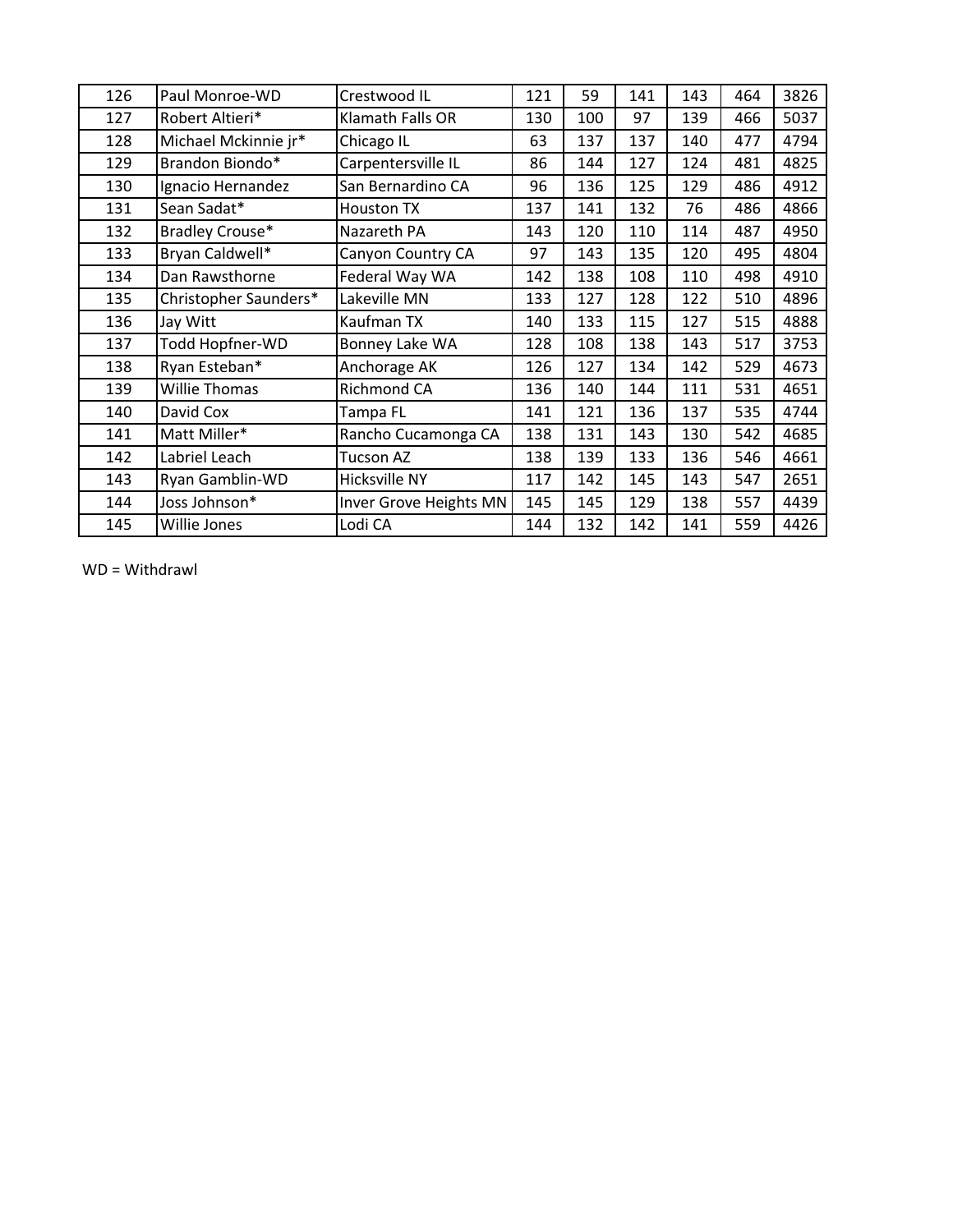| | | | | | | | | |
|---|---|---|---|---|---|---|---|---|
| 126 | Paul Monroe-WD | Crestwood IL | 121 | 59 | 141 | 143 | 464 | 3826 |
| 127 | Robert Altieri* | Klamath Falls OR | 130 | 100 | 97 | 139 | 466 | 5037 |
| 128 | Michael Mckinnie jr* | Chicago IL | 63 | 137 | 137 | 140 | 477 | 4794 |
| 129 | Brandon Biondo* | Carpentersville IL | 86 | 144 | 127 | 124 | 481 | 4825 |
| 130 | Ignacio Hernandez | San Bernardino CA | 96 | 136 | 125 | 129 | 486 | 4912 |
| 131 | Sean Sadat* | Houston TX | 137 | 141 | 132 | 76 | 486 | 4866 |
| 132 | Bradley Crouse* | Nazareth PA | 143 | 120 | 110 | 114 | 487 | 4950 |
| 133 | Bryan Caldwell* | Canyon Country CA | 97 | 143 | 135 | 120 | 495 | 4804 |
| 134 | Dan Rawsthorne | Federal Way WA | 142 | 138 | 108 | 110 | 498 | 4910 |
| 135 | Christopher Saunders* | Lakeville MN | 133 | 127 | 128 | 122 | 510 | 4896 |
| 136 | Jay Witt | Kaufman TX | 140 | 133 | 115 | 127 | 515 | 4888 |
| 137 | Todd Hopfner-WD | Bonney Lake WA | 128 | 108 | 138 | 143 | 517 | 3753 |
| 138 | Ryan Esteban* | Anchorage AK | 126 | 127 | 134 | 142 | 529 | 4673 |
| 139 | Willie Thomas | Richmond CA | 136 | 140 | 144 | 111 | 531 | 4651 |
| 140 | David Cox | Tampa FL | 141 | 121 | 136 | 137 | 535 | 4744 |
| 141 | Matt Miller* | Rancho Cucamonga CA | 138 | 131 | 143 | 130 | 542 | 4685 |
| 142 | Labriel Leach | Tucson AZ | 138 | 139 | 133 | 136 | 546 | 4661 |
| 143 | Ryan Gamblin-WD | Hicksville NY | 117 | 142 | 145 | 143 | 547 | 2651 |
| 144 | Joss Johnson* | Inver Grove Heights MN | 145 | 145 | 129 | 138 | 557 | 4439 |
| 145 | Willie Jones | Lodi CA | 144 | 132 | 142 | 141 | 559 | 4426 |

WD = Withdrawl